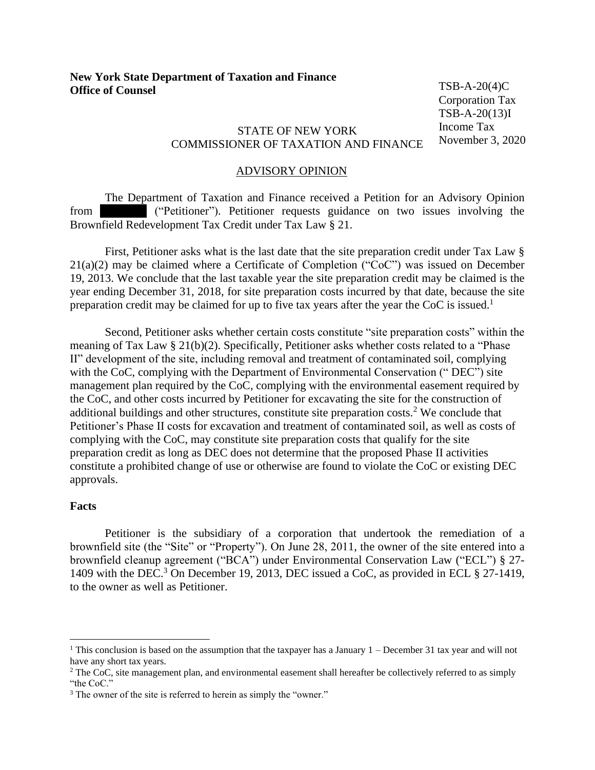**New York State Department of Taxation and Finance**
**Office of Counsel**

TSB-A-20(4)C
Corporation Tax
TSB-A-20(13)I
Income Tax
November 3, 2020

STATE OF NEW YORK
COMMISSIONER OF TAXATION AND FINANCE

ADVISORY OPINION

The Department of Taxation and Finance received a Petition for an Advisory Opinion from ██████ ("Petitioner"). Petitioner requests guidance on two issues involving the Brownfield Redevelopment Tax Credit under Tax Law § 21.

First, Petitioner asks what is the last date that the site preparation credit under Tax Law § 21(a)(2) may be claimed where a Certificate of Completion ("CoC") was issued on December 19, 2013. We conclude that the last taxable year the site preparation credit may be claimed is the year ending December 31, 2018, for site preparation costs incurred by that date, because the site preparation credit may be claimed for up to five tax years after the year the CoC is issued.[1]

Second, Petitioner asks whether certain costs constitute "site preparation costs" within the meaning of Tax Law § 21(b)(2). Specifically, Petitioner asks whether costs related to a "Phase II" development of the site, including removal and treatment of contaminated soil, complying with the CoC, complying with the Department of Environmental Conservation (" DEC") site management plan required by the CoC, complying with the environmental easement required by the CoC, and other costs incurred by Petitioner for excavating the site for the construction of additional buildings and other structures, constitute site preparation costs.[2] We conclude that Petitioner's Phase II costs for excavation and treatment of contaminated soil, as well as costs of complying with the CoC, may constitute site preparation costs that qualify for the site preparation credit as long as DEC does not determine that the proposed Phase II activities constitute a prohibited change of use or otherwise are found to violate the CoC or existing DEC approvals.

**Facts**

Petitioner is the subsidiary of a corporation that undertook the remediation of a brownfield site (the "Site" or "Property"). On June 28, 2011, the owner of the site entered into a brownfield cleanup agreement ("BCA") under Environmental Conservation Law ("ECL") § 27-1409 with the DEC.[3] On December 19, 2013, DEC issued a CoC, as provided in ECL § 27-1419, to the owner as well as Petitioner.

---

[1] This conclusion is based on the assumption that the taxpayer has a January 1 – December 31 tax year and will not have any short tax years.

[2] The CoC, site management plan, and environmental easement shall hereafter be collectively referred to as simply "the CoC."

[3] The owner of the site is referred to herein as simply the "owner."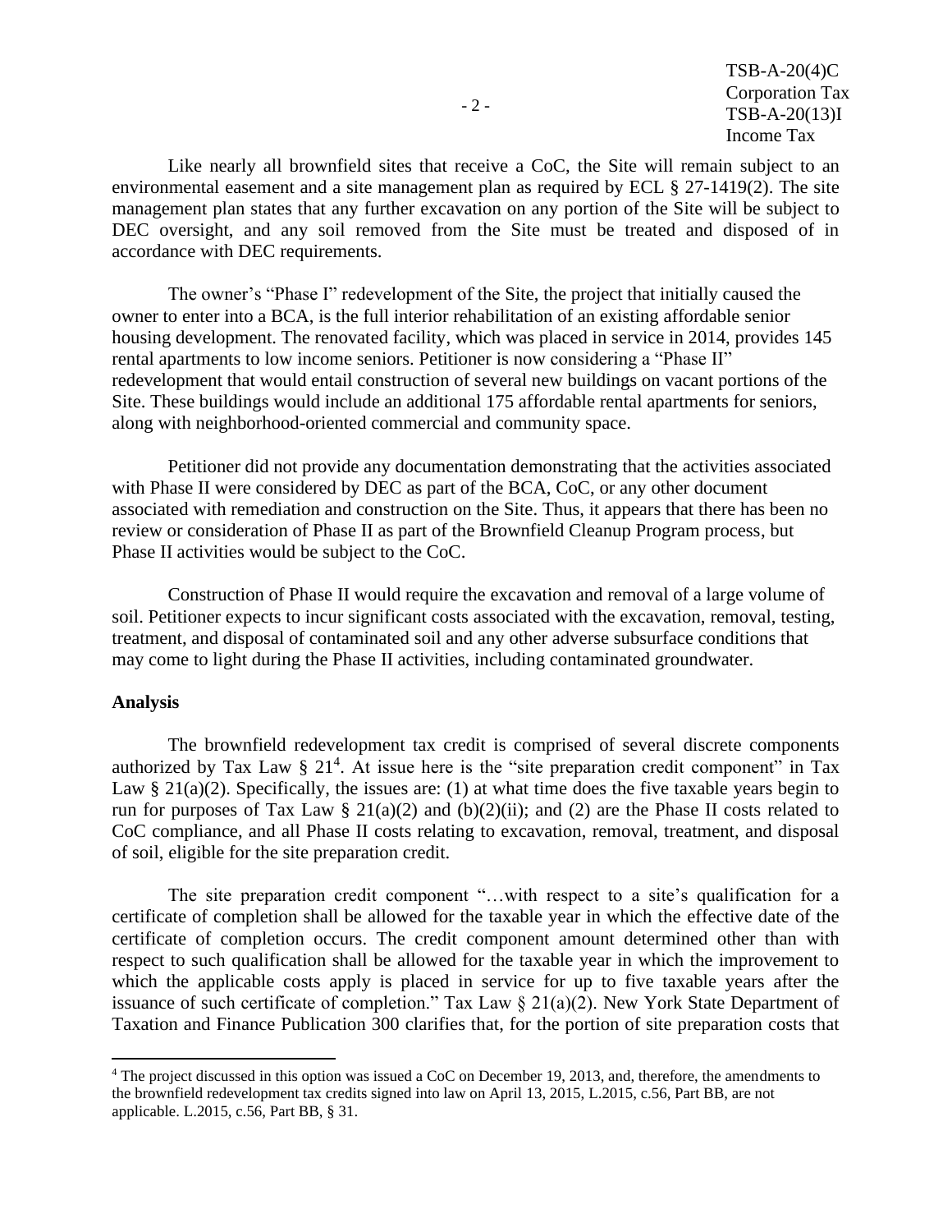Like nearly all brownfield sites that receive a CoC, the Site will remain subject to an environmental easement and a site management plan as required by ECL § 27-1419(2). The site management plan states that any further excavation on any portion of the Site will be subject to DEC oversight, and any soil removed from the Site must be treated and disposed of in accordance with DEC requirements.

The owner's "Phase I" redevelopment of the Site, the project that initially caused the owner to enter into a BCA, is the full interior rehabilitation of an existing affordable senior housing development. The renovated facility, which was placed in service in 2014, provides 145 rental apartments to low income seniors. Petitioner is now considering a "Phase II" redevelopment that would entail construction of several new buildings on vacant portions of the Site. These buildings would include an additional 175 affordable rental apartments for seniors, along with neighborhood-oriented commercial and community space.

Petitioner did not provide any documentation demonstrating that the activities associated with Phase II were considered by DEC as part of the BCA, CoC, or any other document associated with remediation and construction on the Site. Thus, it appears that there has been no review or consideration of Phase II as part of the Brownfield Cleanup Program process, but Phase II activities would be subject to the CoC.

Construction of Phase II would require the excavation and removal of a large volume of soil. Petitioner expects to incur significant costs associated with the excavation, removal, testing, treatment, and disposal of contaminated soil and any other adverse subsurface conditions that may come to light during the Phase II activities, including contaminated groundwater.

## Analysis

The brownfield redevelopment tax credit is comprised of several discrete components authorized by Tax Law § 21[4]. At issue here is the "site preparation credit component" in Tax Law § 21(a)(2). Specifically, the issues are: (1) at what time does the five taxable years begin to run for purposes of Tax Law § 21(a)(2) and (b)(2)(ii); and (2) are the Phase II costs related to CoC compliance, and all Phase II costs relating to excavation, removal, treatment, and disposal of soil, eligible for the site preparation credit.

The site preparation credit component "…with respect to a site's qualification for a certificate of completion shall be allowed for the taxable year in which the effective date of the certificate of completion occurs. The credit component amount determined other than with respect to such qualification shall be allowed for the taxable year in which the improvement to which the applicable costs apply is placed in service for up to five taxable years after the issuance of such certificate of completion." Tax Law § 21(a)(2). New York State Department of Taxation and Finance Publication 300 clarifies that, for the portion of site preparation costs that

[4] The project discussed in this option was issued a CoC on December 19, 2013, and, therefore, the amendments to the brownfield redevelopment tax credits signed into law on April 13, 2015, L.2015, c.56, Part BB, are not applicable. L.2015, c.56, Part BB, § 31.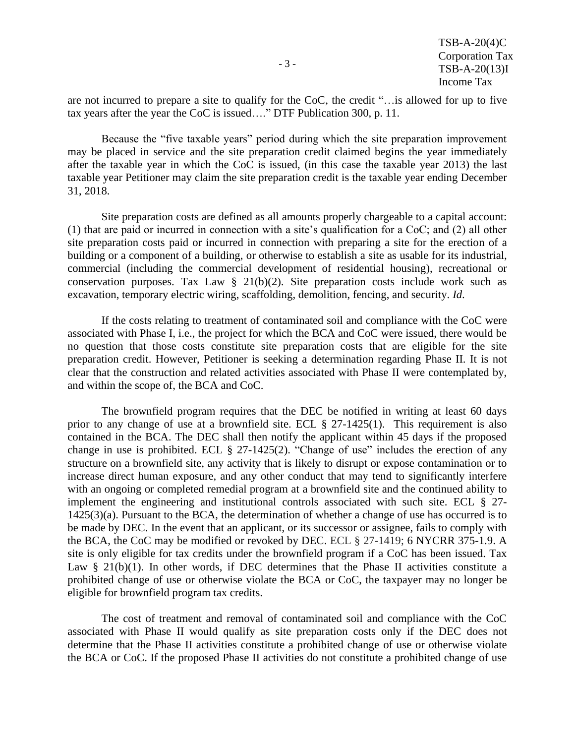are not incurred to prepare a site to qualify for the CoC, the credit "…is allowed for up to five tax years after the year the CoC is issued…." DTF Publication 300, p. 11.

Because the "five taxable years" period during which the site preparation improvement may be placed in service and the site preparation credit claimed begins the year immediately after the taxable year in which the CoC is issued, (in this case the taxable year 2013) the last taxable year Petitioner may claim the site preparation credit is the taxable year ending December 31, 2018.

Site preparation costs are defined as all amounts properly chargeable to a capital account: (1) that are paid or incurred in connection with a site's qualification for a CoC; and (2) all other site preparation costs paid or incurred in connection with preparing a site for the erection of a building or a component of a building, or otherwise to establish a site as usable for its industrial, commercial (including the commercial development of residential housing), recreational or conservation purposes. Tax Law § 21(b)(2). Site preparation costs include work such as excavation, temporary electric wiring, scaffolding, demolition, fencing, and security. *Id*.

If the costs relating to treatment of contaminated soil and compliance with the CoC were associated with Phase I, i.e., the project for which the BCA and CoC were issued, there would be no question that those costs constitute site preparation costs that are eligible for the site preparation credit. However, Petitioner is seeking a determination regarding Phase II. It is not clear that the construction and related activities associated with Phase II were contemplated by, and within the scope of, the BCA and CoC.

The brownfield program requires that the DEC be notified in writing at least 60 days prior to any change of use at a brownfield site. ECL § 27-1425(1). This requirement is also contained in the BCA. The DEC shall then notify the applicant within 45 days if the proposed change in use is prohibited. ECL § 27-1425(2). "Change of use" includes the erection of any structure on a brownfield site, any activity that is likely to disrupt or expose contamination or to increase direct human exposure, and any other conduct that may tend to significantly interfere with an ongoing or completed remedial program at a brownfield site and the continued ability to implement the engineering and institutional controls associated with such site. ECL § 27-1425(3)(a). Pursuant to the BCA, the determination of whether a change of use has occurred is to be made by DEC. In the event that an applicant, or its successor or assignee, fails to comply with the BCA, the CoC may be modified or revoked by DEC. ECL § 27-1419; 6 NYCRR 375-1.9. A site is only eligible for tax credits under the brownfield program if a CoC has been issued. Tax Law § 21(b)(1). In other words, if DEC determines that the Phase II activities constitute a prohibited change of use or otherwise violate the BCA or CoC, the taxpayer may no longer be eligible for brownfield program tax credits.

The cost of treatment and removal of contaminated soil and compliance with the CoC associated with Phase II would qualify as site preparation costs only if the DEC does not determine that the Phase II activities constitute a prohibited change of use or otherwise violate the BCA or CoC. If the proposed Phase II activities do not constitute a prohibited change of use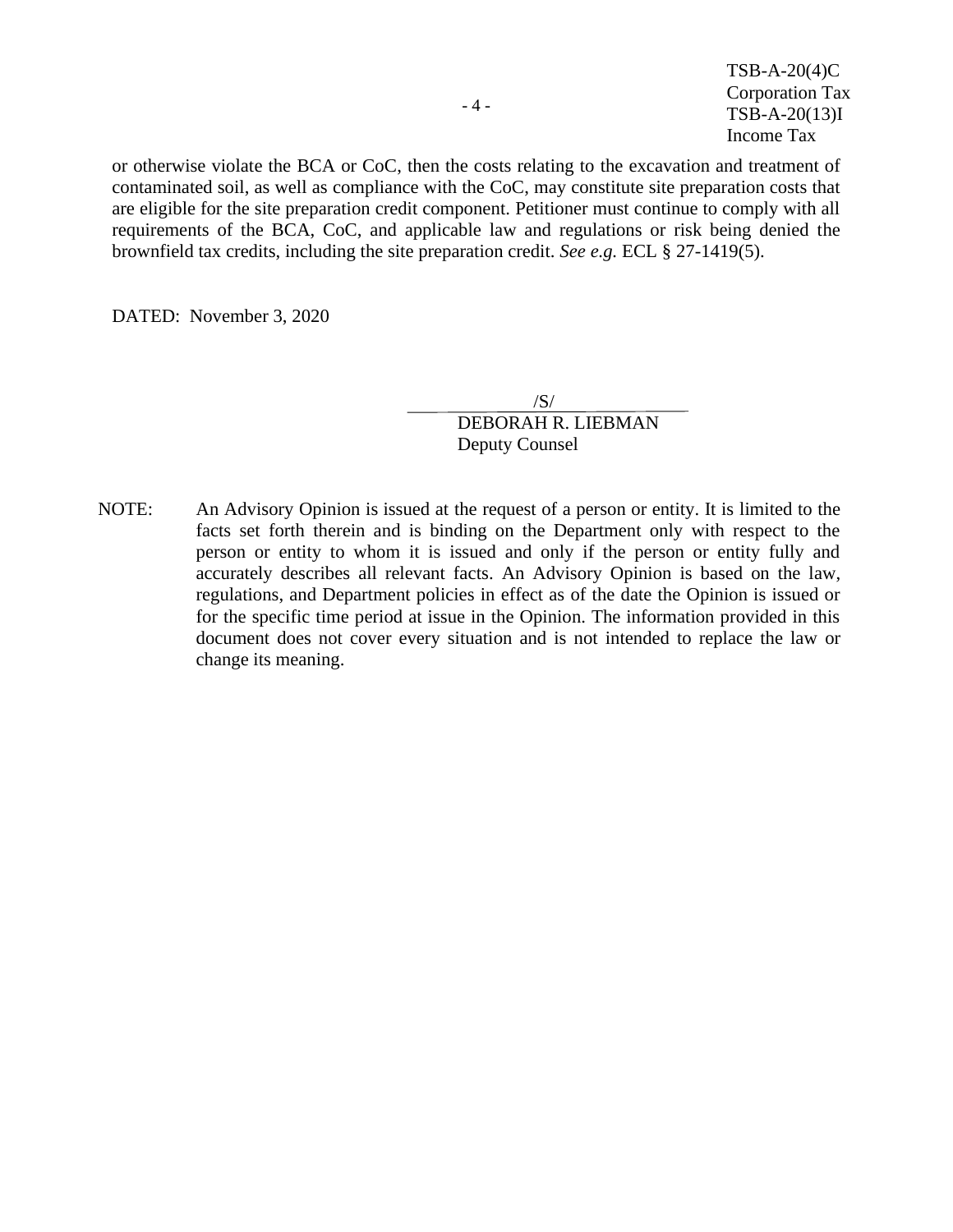or otherwise violate the BCA or CoC, then the costs relating to the excavation and treatment of contaminated soil, as well as compliance with the CoC, may constitute site preparation costs that are eligible for the site preparation credit component. Petitioner must continue to comply with all requirements of the BCA, CoC, and applicable law and regulations or risk being denied the brownfield tax credits, including the site preparation credit. *See e.g.* ECL § 27-1419(5).

DATED: November 3, 2020

/S/
DEBORAH R. LIEBMAN
Deputy Counsel

NOTE: An Advisory Opinion is issued at the request of a person or entity. It is limited to the facts set forth therein and is binding on the Department only with respect to the person or entity to whom it is issued and only if the person or entity fully and accurately describes all relevant facts. An Advisory Opinion is based on the law, regulations, and Department policies in effect as of the date the Opinion is issued or for the specific time period at issue in the Opinion. The information provided in this document does not cover every situation and is not intended to replace the law or change its meaning.